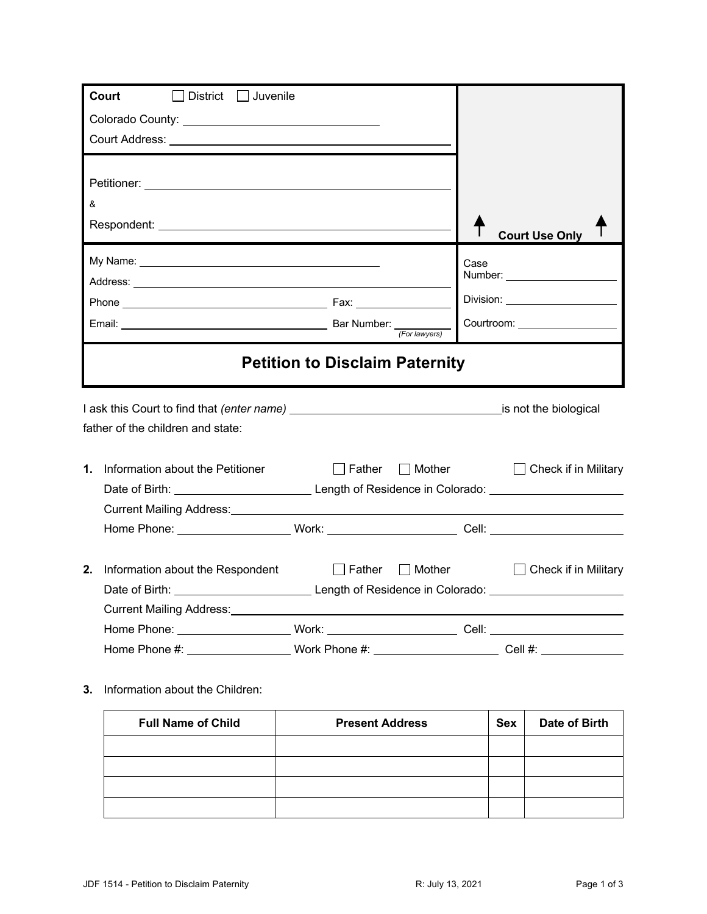| | |
|---|---|
| **Court** ☐ District ☐ Juvenile<br>Colorado County: ______________________<br>Court Address: ______________________ | |
| Petitioner: ______________________<br>&<br>Respondent: ______________________ | ↑ **Court Use Only** ↑ |
| My Name: ______________________<br>Address: ______________________<br>Phone ______________________ Fax: ____________<br>Email: ______________________ Bar Number: ________ *(For lawyers)* | Case Number: ____________<br>Division: ____________<br>Courtroom: ____________ |

## Petition to Disclaim Paternity

I ask this Court to find that *(enter name)* ______________________ is not the biological father of the children and state:

1. Information about the Petitioner ☐ Father ☐ Mother ☐ Check if in Military
   Date of Birth: ______________ Length of Residence in Colorado: ______________
   Current Mailing Address: ______________________
   Home Phone: ____________ Work: ____________ Cell: ____________

2. Information about the Respondent ☐ Father ☐ Mother ☐ Check if in Military
   Date of Birth: ______________ Length of Residence in Colorado: ______________
   Current Mailing Address: ______________________
   Home Phone: ____________ Work: ____________ Cell: ____________
   Home Phone #: ____________ Work Phone #: ____________ Cell #: ____________

3. Information about the Children:

| Full Name of Child | Present Address | Sex | Date of Birth |
|---|---|---|---|
| | | | |
| | | | |
| | | | |
| | | | |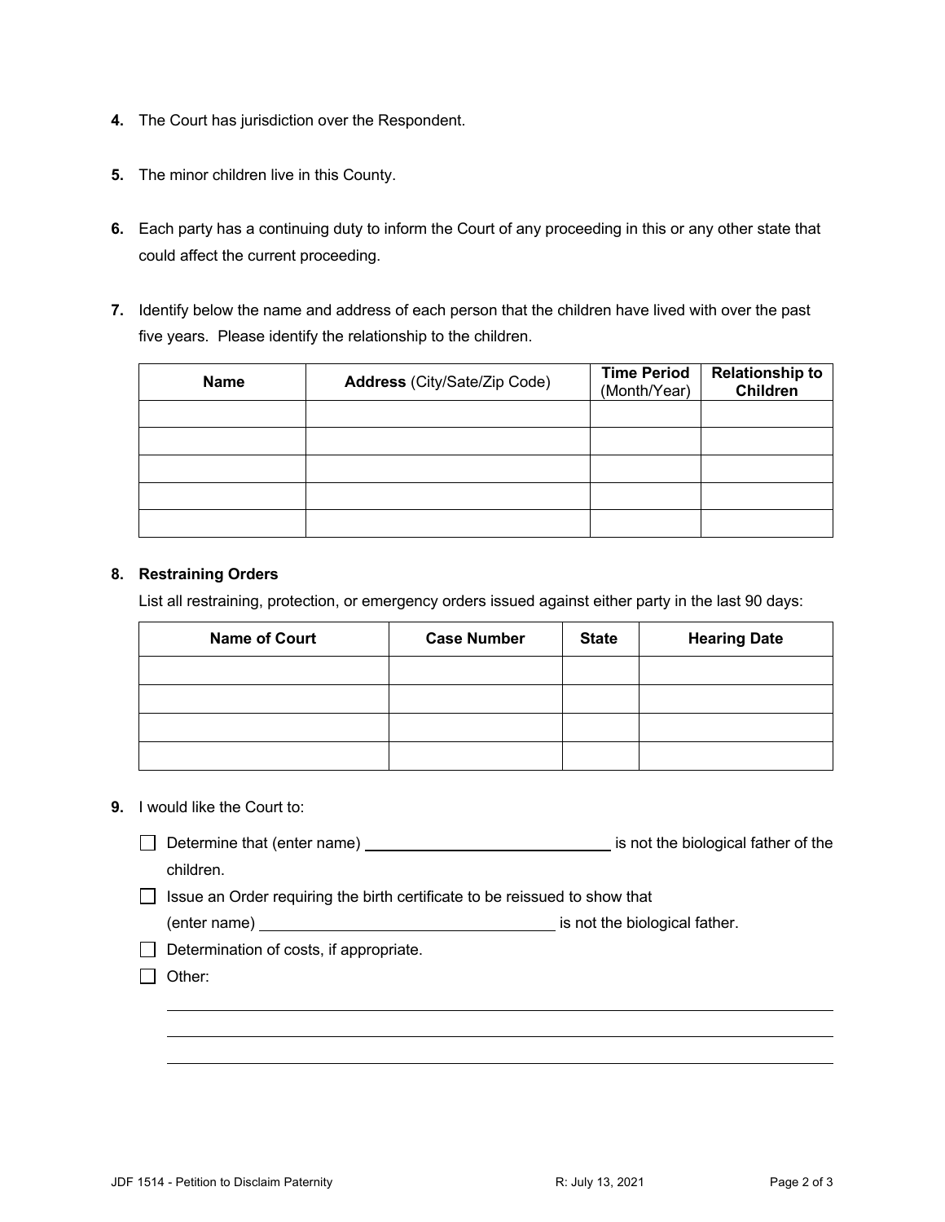4. The Court has jurisdiction over the Respondent.

5. The minor children live in this County.

6. Each party has a continuing duty to inform the Court of any proceeding in this or any other state that could affect the current proceeding.

7. Identify below the name and address of each person that the children have lived with over the past five years. Please identify the relationship to the children.

| **Name** | **Address** (City/Sate/Zip Code) | **Time Period** (Month/Year) | **Relationship to Children** |
|---|---|---|---|
| | | | |
| | | | |
| | | | |
| | | | |
| | | | |

8. **Restraining Orders**

   List all restraining, protection, or emergency orders issued against either party in the last 90 days:

| **Name of Court** | **Case Number** | **State** | **Hearing Date** |
|---|---|---|---|
| | | | |
| | | | |
| | | | |
| | | | |

9. I would like the Court to:

- ☐ Determine that (enter name) ______________________________ is not the biological father of the children.
- ☐ Issue an Order requiring the birth certificate to be reissued to show that (enter name) ___________________________________ is not the biological father.
- ☐ Determination of costs, if appropriate.
- ☐ Other:

  ______________________________________________________________________

  ______________________________________________________________________

  ______________________________________________________________________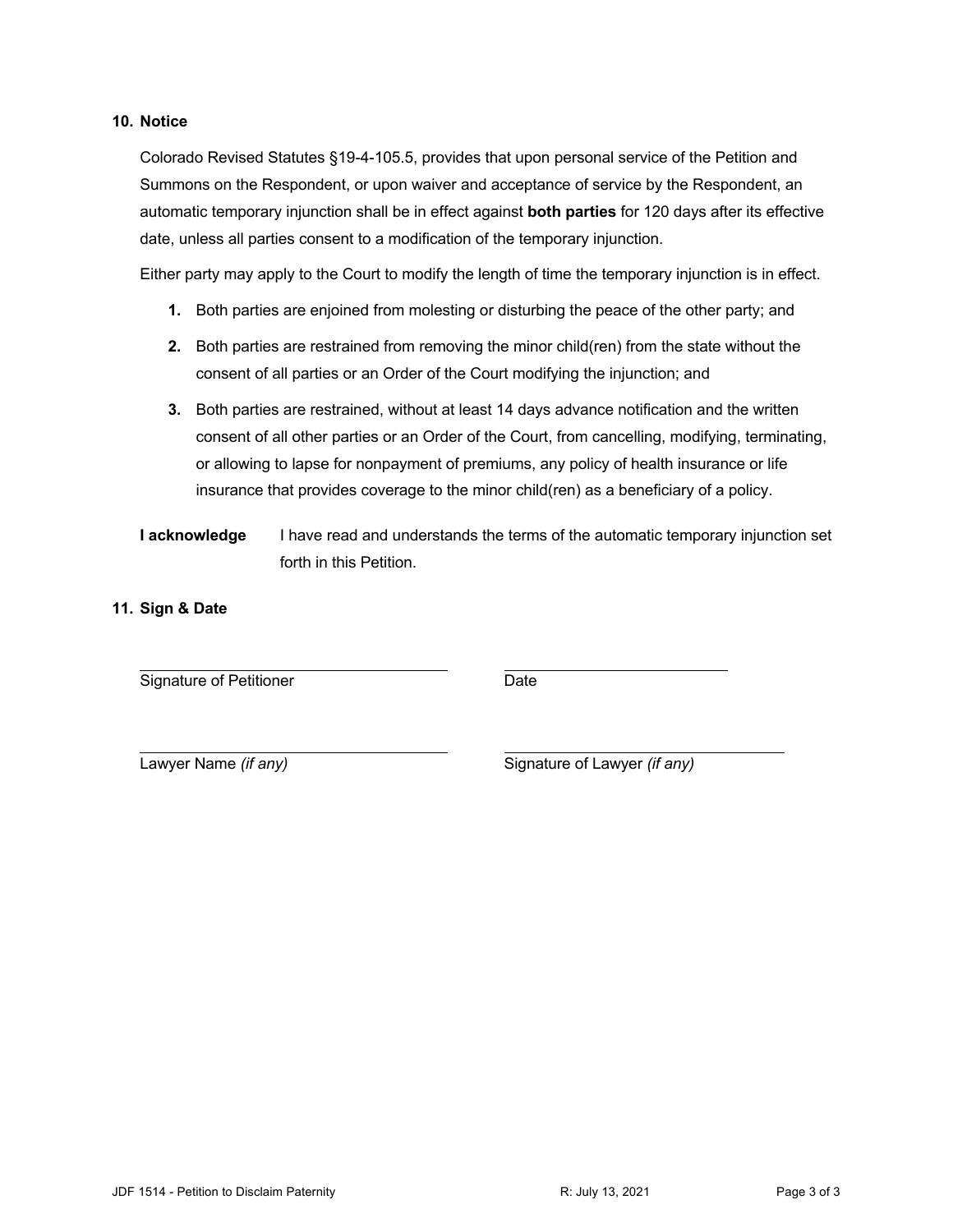## 10. Notice

Colorado Revised Statutes §19-4-105.5, provides that upon personal service of the Petition and Summons on the Respondent, or upon waiver and acceptance of service by the Respondent, an automatic temporary injunction shall be in effect against **both parties** for 120 days after its effective date, unless all parties consent to a modification of the temporary injunction.

Either party may apply to the Court to modify the length of time the temporary injunction is in effect.

1. Both parties are enjoined from molesting or disturbing the peace of the other party; and
2. Both parties are restrained from removing the minor child(ren) from the state without the consent of all parties or an Order of the Court modifying the injunction; and
3. Both parties are restrained, without at least 14 days advance notification and the written consent of all other parties or an Order of the Court, from cancelling, modifying, terminating, or allowing to lapse for nonpayment of premiums, any policy of health insurance or life insurance that provides coverage to the minor child(ren) as a beneficiary of a policy.

**I acknowledge** I have read and understands the terms of the automatic temporary injunction set forth in this Petition.

## 11. Sign & Date

_______________________________ _______________________
Signature of Petitioner Date

_______________________________ _______________________________
Lawyer Name *(if any)* Signature of Lawyer *(if any)*